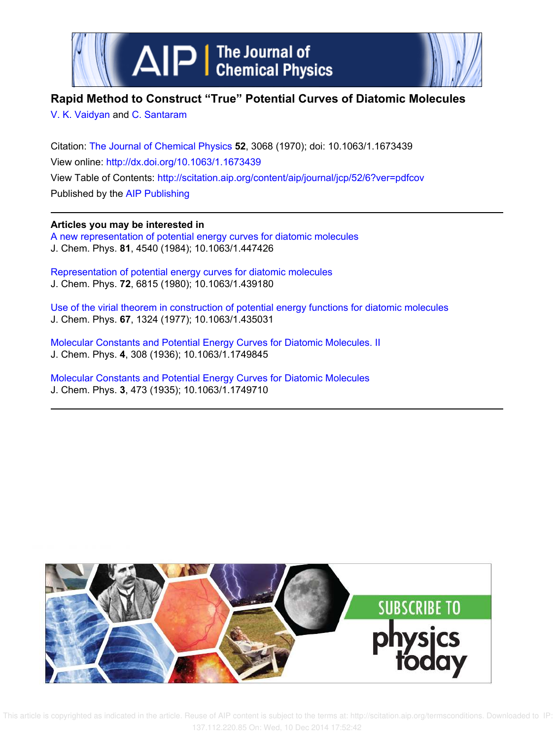# Rapid Method to Construct "True" Potential Curves of Diatomic Molecules

V. K. Vaidyan and C. Santaram

Citation: The Journal of Chemical Physics **52**, 3068 (1970); doi: 10.1063/1.1673439

View online: http://dx.doi.org/10.1063/1.1673439

View Table of Contents: http://scitation.aip.org/content/aip/journal/jcp/52/6?ver=pdfcov

Published by the AIP Publishing

**Articles you may be interested in**

A new representation of potential energy curves for diatomic molecules
J. Chem. Phys. **81**, 4540 (1984); 10.1063/1.447426

Representation of potential energy curves for diatomic molecules
J. Chem. Phys. **72**, 6815 (1980); 10.1063/1.439180

Use of the virial theorem in construction of potential energy functions for diatomic molecules
J. Chem. Phys. **67**, 1324 (1977); 10.1063/1.435031

Molecular Constants and Potential Energy Curves for Diatomic Molecules. II
J. Chem. Phys. **4**, 308 (1936); 10.1063/1.1749845

Molecular Constants and Potential Energy Curves for Diatomic Molecules
J. Chem. Phys. **3**, 473 (1935); 10.1063/1.1749710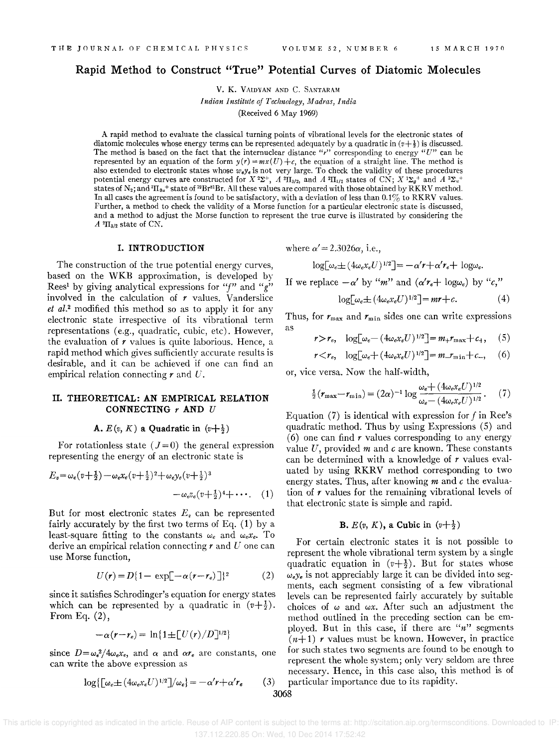# Rapid Method to Construct "True" Potential Curves of Diatomic Molecules

V. K. Vaidyan and C. Santaram

*Indian Institute of Technology, Madras, India*

(Received 6 May 1969)

A rapid method to evaluate the classical turning points of vibrational levels for the electronic states of diatomic molecules whose energy terms can be represented adequately by a quadratic in $(v+\frac{1}{2})$ is discussed. The method is based on the fact that the internuclear distance "$r$" corresponding to energy "$U$" can be represented by an equation of the form $y(r)=mx(U)+c$, the equation of a straight line. The method is also extended to electronic states whose $\omega_e y_e$ is not very large. To check the validity of these procedures potential energy curves are constructed for $X\,^2\Sigma^+$, $A\,^2\Pi_{3/2}$, and $A\,^2\Pi_{1/2}$ states of CN; $X\,^1\Sigma_g^+$ and $A\,^3\Sigma_u^+$ states of $N_2$; and $^3\Pi_{0u}^+$ state of $^{79}Br^{81}Br$. All these values are compared with those obtained by RKRV method. In all cases the agreement is found to be satisfactory, with a deviation of less than 0.1% to RKRV values. Further, a method to check the validity of a Morse function for a particular electronic state is discussed, and a method to adjust the Morse function to represent the true curve is illustrated by considering the $A\,^2\Pi_{3/2}$ state of CN.

## I. INTRODUCTION

The construction of the true potential energy curves, based on the WKB approximation, is developed by Rees[1] by giving analytical expressions for "$f$" and "$g$" involved in the calculation of $r$ values. Vanderslice *et al.*[2] modified this method so as to apply it for any electronic state irrespective of its vibrational term representations (e.g., quadratic, cubic, etc). However, the evaluation of $r$ values is quite laborious. Hence, a rapid method which gives sufficiently accurate results is desirable, and it can be achieved if one can find an empirical relation connecting $r$ and $U$.

## II. THEORETICAL: AN EMPIRICAL RELATION CONNECTING $r$ AND $U$

### A. $E(v, K)$ a Quadratic in $(v+\frac{1}{2})$

For rotationless state ($J=0$) the general expression representing the energy of an electronic state is

$$E_v=\omega_e(v+\tfrac{1}{2})-\omega_e x_e(v+\tfrac{1}{2})^2+\omega_e y_e(v+\tfrac{1}{2})^3-\omega_e z_e(v+\tfrac{1}{2})^4+\cdots. \quad (1)$$

But for most electronic states $E_v$ can be represented fairly accurately by the first two terms of Eq. (1) by a least-square fitting to the constants $\omega_e$ and $\omega_e x_e$. To derive an empirical relation connecting $r$ and $U$ one can use Morse function,

$$U(r)=D\{1-\exp[-\alpha(r-r_e)]\}^2 \quad (2)$$

since it satisfies Schrodinger's equation for energy states which can be represented by a quadratic in $(v+\frac{1}{2})$. From Eq. (2),

$$-\alpha(r-r_e)=\ln\{1\pm[U(r)/D]^{1/2}\}$$

since $D=\omega_e^2/4\omega_e x_e$, and $\alpha$ and $\alpha r_e$ are constants, one can write the above expression as

$$\log\{[\omega_e\pm(4\omega_e x_e U)^{1/2}]/\omega_e\}=-\alpha' r+\alpha' r_e \quad (3)$$

where $\alpha'=2.3026\alpha$, i.e.,

$$\log[\omega_e\pm(4\omega_e x_e U)^{1/2}]=-\alpha' r+\alpha' r_e+\log\omega_e.$$

If we replace $-\alpha'$ by "$m$" and $(\alpha' r_e+\log\omega_e)$ by "$c$,"

$$\log[\omega_e\pm(4\omega_e x_e U)^{1/2}]=mr+c. \quad (4)$$

Thus, for $r_{\max}$ and $r_{\min}$ sides one can write expressions as

$$r>r_e,\quad \log[\omega_e-(4\omega_e x_e U)^{1/2}]=m_+ r_{\max}+c_+, \quad (5)$$

$$r<r_e,\quad \log[\omega_e+(4\omega_e x_e U)^{1/2}]=m_- r_{\min}+c_-, \quad (6)$$

or, vice versa. Now the half-width,

$$\tfrac{1}{2}(r_{\max}-r_{\min})=(2\alpha)^{-1}\log\frac{\omega_e+(4\omega_e x_e U)^{1/2}}{\omega_e-(4\omega_e x_e U)^{1/2}}. \quad (7)$$

Equation (7) is identical with expression for $f$ in Ree's quadratic method. Thus by using Expressions (5) and (6) one can find $r$ values corresponding to any energy value $U$, provided $m$ and $c$ are known. These constants can be determined with a knowledge of $r$ values evaluated by using RKRV method corresponding to two energy states. Thus, after knowing $m$ and $c$ the evaluation of $r$ values for the remaining vibrational levels of that electronic state is simple and rapid.

### B. $E(v, K)$, a Cubic in $(v+\frac{1}{2})$

For certain electronic states it is not possible to represent the whole vibrational term system by a single quadratic equation in $(v+\frac{1}{2})$. But for states whose $\omega_e y_e$ is not appreciably large it can be divided into segments, each segment consisting of a few vibrational levels can be represented fairly accurately by suitable choices of $\omega$ and $\omega x$. After such an adjustment the method outlined in the preceding section can be employed. But in this case, if there are "$n$" segments $(n+1)$ $r$ values must be known. However, in practice for such states two segments are found to be enough to represent the whole system; only very seldom are three necessary. Hence, in this case also, this method is of particular importance due to its rapidity.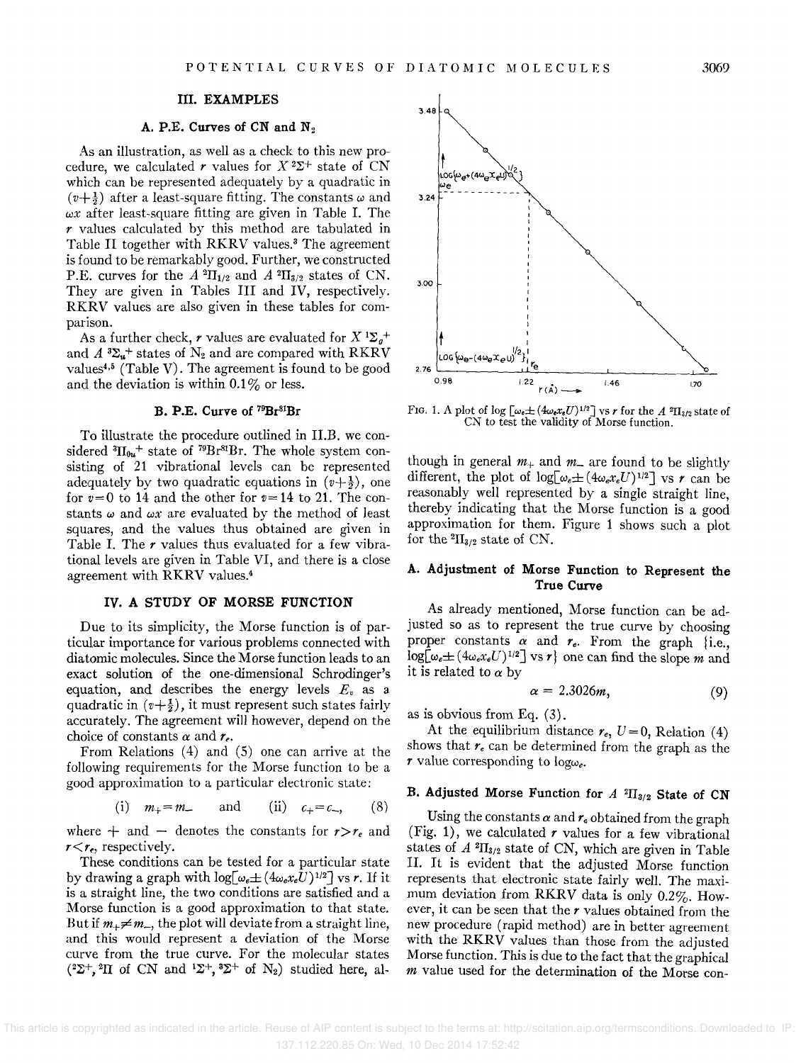## III. EXAMPLES

### A. P.E. Curves of CN and $N_2$

As an illustration, as well as a check to this new procedure, we calculated $r$ values for $X\,^2\Sigma^+$ state of CN which can be represented adequately by a quadratic in $(v+\frac{1}{2})$ after a least-square fitting. The constants $\omega$ and $\omega x$ after least-square fitting are given in Table I. The $r$ values calculated by this method are tabulated in Table II together with RKRV values.[3] The agreement is found to be remarkably good. Further, we constructed P.E. curves for the $A\,^2\Pi_{1/2}$ and $A\,^2\Pi_{3/2}$ states of CN. They are given in Tables III and IV, respectively. RKRV values are also given in these tables for comparison.

As a further check, $r$ values are evaluated for $X\,^1\Sigma_g^+$ and $A\,^3\Sigma_u^+$ states of $N_2$ and are compared with RKRV values[4,5] (Table V). The agreement is found to be good and the deviation is within 0.1% or less.

### B. P.E. Curve of $^{79}Br^{81}Br$

To illustrate the procedure outlined in II.B. we considered $^3\Pi_{0u}{}^+$ state of $^{79}Br^{81}Br$. The whole system consisting of 21 vibrational levels can be represented adequately by two quadratic equations in $(v+\frac{1}{2})$, one for $v=0$ to 14 and the other for $v=14$ to 21. The constants $\omega$ and $\omega x$ are evaluated by the method of least squares, and the values thus obtained are given in Table I. The $r$ values thus evaluated for a few vibrational levels are given in Table VI, and there is a close agreement with RKRV values.[4]

## IV. A STUDY OF MORSE FUNCTION

Due to its simplicity, the Morse function is of particular importance for various problems connected with diatomic molecules. Since the Morse function leads to an exact solution of the one-dimensional Schrodinger's equation, and describes the energy levels $E_v$ as a quadratic in $(v+\frac{1}{2})$, it must represent such states fairly accurately. The agreement will however, depend on the choice of constants $\alpha$ and $r_e$.

From Relations (4) and (5) one can arrive at the following requirements for the Morse function to be a good approximation to a particular electronic state:

$$\text{(i)}\quad m_+=m_- \quad\text{and}\quad \text{(ii)}\quad c_+=c_-, \tag{8}$$

where $+$ and $-$ denotes the constants for $r>r_e$ and $r<r_e$, respectively.

These conditions can be tested for a particular state by drawing a graph with $\log[\omega_e\pm(4\omega_e x_e U)^{1/2}]$ vs $r$. If it is a straight line, the two conditions are satisfied and a Morse function is a good approximation to that state. But if $m_+\neq m_-$, the plot will deviate from a straight line, and this would represent a deviation of the Morse curve from the true curve. For the molecular states ($^2\Sigma^+$, $^2\Pi$ of CN and $^1\Sigma^+$, $^3\Sigma^+$ of $N_2$) studied here, although in general $m_+$ and $m_-$ are found to be slightly different, the plot of $\log[\omega_e\pm(4\omega_e x_e U)^{1/2}]$ vs $r$ can be reasonably well represented by a single straight line, thereby indicating that the Morse function is a good approximation for them. Figure 1 shows such a plot for the $^2\Pi_{3/2}$ state of CN.

FIG. 1. A plot of $\log[\omega_e\pm(4\omega_e x_e U)^{1/2}]$ vs $r$ for the $A\,^2\Pi_{3/2}$ state of CN to test the validity of Morse function.

### A. Adjustment of Morse Function to Represent the True Curve

As already mentioned, Morse function can be adjusted so as to represent the true curve by choosing proper constants $\alpha$ and $r_e$. From the graph {i.e., $\log[\omega_e\pm(4\omega_e x_e U)^{1/2}]$ vs $r$} one can find the slope $m$ and it is related to $\alpha$ by

$$\alpha = 2.3026m, \tag{9}$$

as is obvious from Eq. (3).

At the equilibrium distance $r_e$, $U=0$, Relation (4) shows that $r_e$ can be determined from the graph as the $r$ value corresponding to $\log\omega_e$.

### B. Adjusted Morse Function for $A\,^2\Pi_{3/2}$ State of CN

Using the constants $\alpha$ and $r_e$ obtained from the graph (Fig. 1), we calculated $r$ values for a few vibrational states of $A\,^2\Pi_{3/2}$ state of CN, which are given in Table II. It is evident that the adjusted Morse function represents that electronic state fairly well. The maximum deviation from RKRV data is only 0.2%. However, it can be seen that the $r$ values obtained from the new procedure (rapid method) are in better agreement with the RKRV values than those from the adjusted Morse function. This is due to the fact that the graphical $m$ value used for the determination of the Morse con-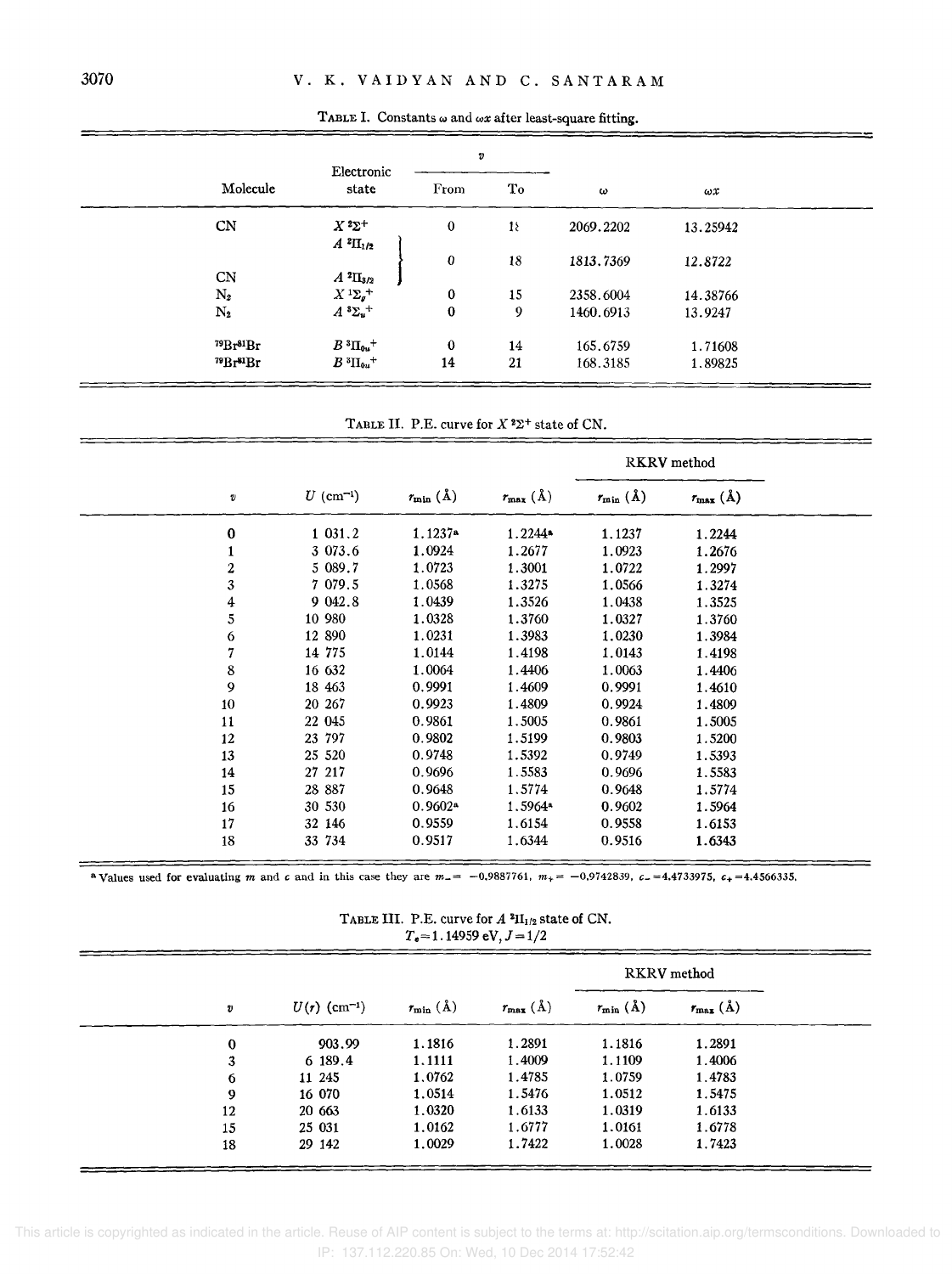TABLE I. Constants $\omega$ and $\omega x$ after least-square fitting.

| Molecule | Electronic state | $v$ From | $v$ To | $\omega$ | $\omega x$ |
|---|---|---|---|---|---|
| CN | $X\,^2\Sigma^+$ | 0 | 18 | 2069.2202 | 13.25942 |
| CN | $A\,^2\Pi_{1/2}$, $A\,^2\Pi_{3/2}$ | 0 | 18 | 1813.7369 | 12.8722 |
| $N_2$ | $X\,^1\Sigma_g^+$ | 0 | 15 | 2358.6004 | 14.38766 |
| $N_2$ | $A\,^3\Sigma_u^+$ | 0 | 9 | 1460.6913 | 13.9247 |
| $^{79}Br^{81}Br$ | $B\,^3\Pi_{0u}^+$ | 0 | 14 | 165.6759 | 1.71608 |
| $^{79}Br^{81}Br$ | $B\,^3\Pi_{0u}^+$ | 14 | 21 | 168.3185 | 1.89825 |

TABLE II. P.E. curve for $X\,^2\Sigma^+$ state of CN.

| $v$ | $U$ (cm$^{-1}$) | $r_{min}$ (Å) | $r_{max}$ (Å) | RKRV method $r_{min}$ (Å) | RKRV method $r_{max}$ (Å) |
|---|---|---|---|---|---|
| 0 | 1 031.2 | 1.1237[a] | 1.2244[a] | 1.1237 | 1.2244 |
| 1 | 3 073.6 | 1.0924 | 1.2677 | 1.0923 | 1.2676 |
| 2 | 5 089.7 | 1.0723 | 1.3001 | 1.0722 | 1.2997 |
| 3 | 7 079.5 | 1.0568 | 1.3275 | 1.0566 | 1.3274 |
| 4 | 9 042.8 | 1.0439 | 1.3526 | 1.0438 | 1.3525 |
| 5 | 10 980 | 1.0328 | 1.3760 | 1.0327 | 1.3760 |
| 6 | 12 890 | 1.0231 | 1.3983 | 1.0230 | 1.3984 |
| 7 | 14 775 | 1.0144 | 1.4198 | 1.0143 | 1.4198 |
| 8 | 16 632 | 1.0064 | 1.4406 | 1.0063 | 1.4406 |
| 9 | 18 463 | 0.9991 | 1.4609 | 0.9991 | 1.4610 |
| 10 | 20 267 | 0.9923 | 1.4809 | 0.9924 | 1.4809 |
| 11 | 22 045 | 0.9861 | 1.5005 | 0.9861 | 1.5005 |
| 12 | 23 797 | 0.9802 | 1.5199 | 0.9803 | 1.5200 |
| 13 | 25 520 | 0.9748 | 1.5392 | 0.9749 | 1.5393 |
| 14 | 27 217 | 0.9696 | 1.5583 | 0.9696 | 1.5583 |
| 15 | 28 887 | 0.9648 | 1.5774 | 0.9648 | 1.5774 |
| 16 | 30 530 | 0.9602[a] | 1.5964[a] | 0.9602 | 1.5964 |
| 17 | 32 146 | 0.9559 | 1.6154 | 0.9558 | 1.6153 |
| 18 | 33 734 | 0.9517 | 1.6344 | 0.9516 | 1.6343 |

[a] Values used for evaluating $m$ and $c$ and in this case they are $m_- = -0.9887761$, $m_+ = -0.9742839$, $c_- = 4.4733975$, $c_+ = 4.4566335$.

TABLE III. P.E. curve for $A\,^2\Pi_{1/2}$ state of CN.
$T_e = 1.14959$ eV, $J = 1/2$

| $v$ | $U(r)$ (cm$^{-1}$) | $r_{min}$ (Å) | $r_{max}$ (Å) | RKRV method $r_{min}$ (Å) | RKRV method $r_{max}$ (Å) |
|---|---|---|---|---|---|
| 0 | 903.99 | 1.1816 | 1.2891 | 1.1816 | 1.2891 |
| 3 | 6 189.4 | 1.1111 | 1.4009 | 1.1109 | 1.4006 |
| 6 | 11 245 | 1.0762 | 1.4785 | 1.0759 | 1.4783 |
| 9 | 16 070 | 1.0514 | 1.5476 | 1.0512 | 1.5475 |
| 12 | 20 663 | 1.0320 | 1.6133 | 1.0319 | 1.6133 |
| 15 | 25 031 | 1.0162 | 1.6777 | 1.0161 | 1.6778 |
| 18 | 29 142 | 1.0029 | 1.7422 | 1.0028 | 1.7423 |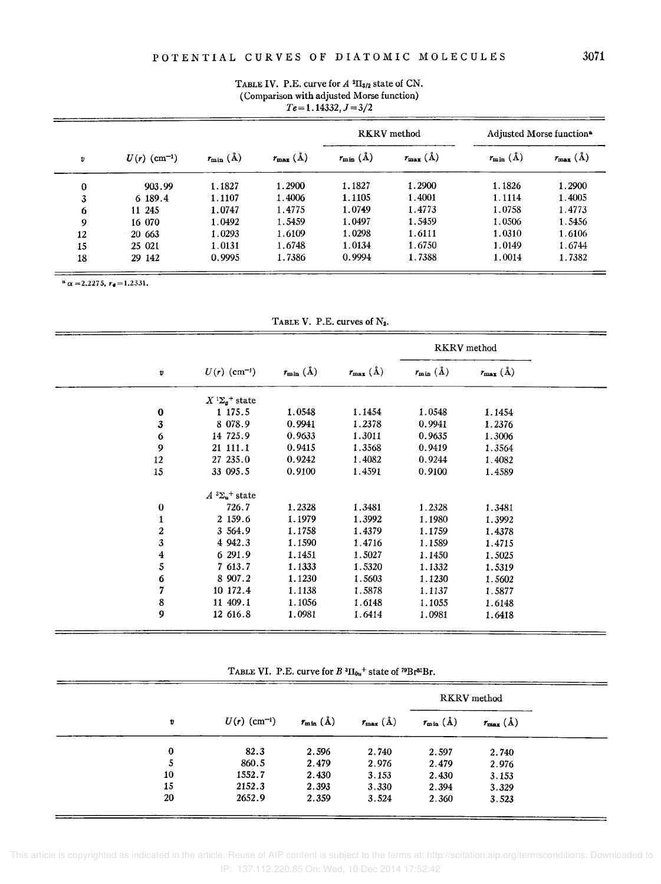TABLE IV. P.E. curve for $A\ ^2\Pi_{3/2}$ state of CN. (Comparison with adjusted Morse function) $Te=1.14332, J=3/2$

| $v$ | $U(r)$ (cm$^{-1}$) | $r_{min}$ (Å) | $r_{max}$ (Å) | RKRV method | | Adjusted Morse function[a] | |
|---|---|---|---|---|---|---|---|
| | | | | $r_{min}$ (Å) | $r_{max}$ (Å) | $r_{min}$ (Å) | $r_{max}$ (Å) |
| 0 | 903.99 | 1.1827 | 1.2900 | 1.1827 | 1.2900 | 1.1826 | 1.2900 |
| 3 | 6 189.4 | 1.1107 | 1.4006 | 1.1105 | 1.4001 | 1.1114 | 1.4005 |
| 6 | 11 245 | 1.0747 | 1.4775 | 1.0749 | 1.4773 | 1.0758 | 1.4773 |
| 9 | 16 070 | 1.0492 | 1.5459 | 1.0497 | 1.5459 | 1.0506 | 1.5456 |
| 12 | 20 663 | 1.0293 | 1.6109 | 1.0298 | 1.6111 | 1.0310 | 1.6106 |
| 15 | 25 021 | 1.0131 | 1.6748 | 1.0134 | 1.6750 | 1.0149 | 1.6744 |
| 18 | 29 142 | 0.9995 | 1.7386 | 0.9994 | 1.7388 | 1.0014 | 1.7382 |

[a] $\alpha=2.2275$, $r_e=1.2331$.

TABLE V. P.E. curves of $N_2$.

| $v$ | $U(r)$ (cm$^{-1}$) | $r_{min}$ (Å) | $r_{max}$ (Å) | RKRV method | |
|---|---|---|---|---|---|
| | | | | $r_{min}$ (Å) | $r_{max}$ (Å) |
| | $X\ ^1\Sigma_g^+$ state | | | | |
| 0 | 1 175.5 | 1.0548 | 1.1454 | 1.0548 | 1.1454 |
| 3 | 8 078.9 | 0.9941 | 1.2378 | 0.9941 | 1.2376 |
| 6 | 14 725.9 | 0.9633 | 1.3011 | 0.9635 | 1.3006 |
| 9 | 21 111.1 | 0.9415 | 1.3568 | 0.9419 | 1.3564 |
| 12 | 27 235.0 | 0.9242 | 1.4082 | 0.9244 | 1.4082 |
| 15 | 33 095.5 | 0.9100 | 1.4591 | 0.9100 | 1.4589 |
| | $A\ ^3\Sigma_u^+$ state | | | | |
| 0 | 726.7 | 1.2328 | 1.3481 | 1.2328 | 1.3481 |
| 1 | 2 159.6 | 1.1979 | 1.3992 | 1.1980 | 1.3992 |
| 2 | 3 564.9 | 1.1758 | 1.4379 | 1.1759 | 1.4378 |
| 3 | 4 942.3 | 1.1590 | 1.4716 | 1.1589 | 1.4715 |
| 4 | 6 291.9 | 1.1451 | 1.5027 | 1.1450 | 1.5025 |
| 5 | 7 613.7 | 1.1333 | 1.5320 | 1.1332 | 1.5319 |
| 6 | 8 907.2 | 1.1230 | 1.5603 | 1.1230 | 1.5602 |
| 7 | 10 172.4 | 1.1138 | 1.5878 | 1.1137 | 1.5877 |
| 8 | 11 409.1 | 1.1056 | 1.6148 | 1.1055 | 1.6148 |
| 9 | 12 616.8 | 1.0981 | 1.6414 | 1.0981 | 1.6418 |

TABLE VI. P.E. curve for $B\ ^3\Pi_{0u}^+$ state of $^{79}Br^{81}Br$.

| $v$ | $U(r)$ (cm$^{-1}$) | $r_{min}$ (Å) | $r_{max}$ (Å) | RKRV method | |
|---|---|---|---|---|---|
| | | | | $r_{min}$ (Å) | $r_{max}$ (Å) |
| 0 | 82.3 | 2.596 | 2.740 | 2.597 | 2.740 |
| 5 | 860.5 | 2.479 | 2.976 | 2.479 | 2.976 |
| 10 | 1552.7 | 2.430 | 3.153 | 2.430 | 3.153 |
| 15 | 2152.3 | 2.393 | 3.330 | 2.394 | 3.329 |
| 20 | 2652.9 | 2.359 | 3.524 | 2.360 | 3.523 |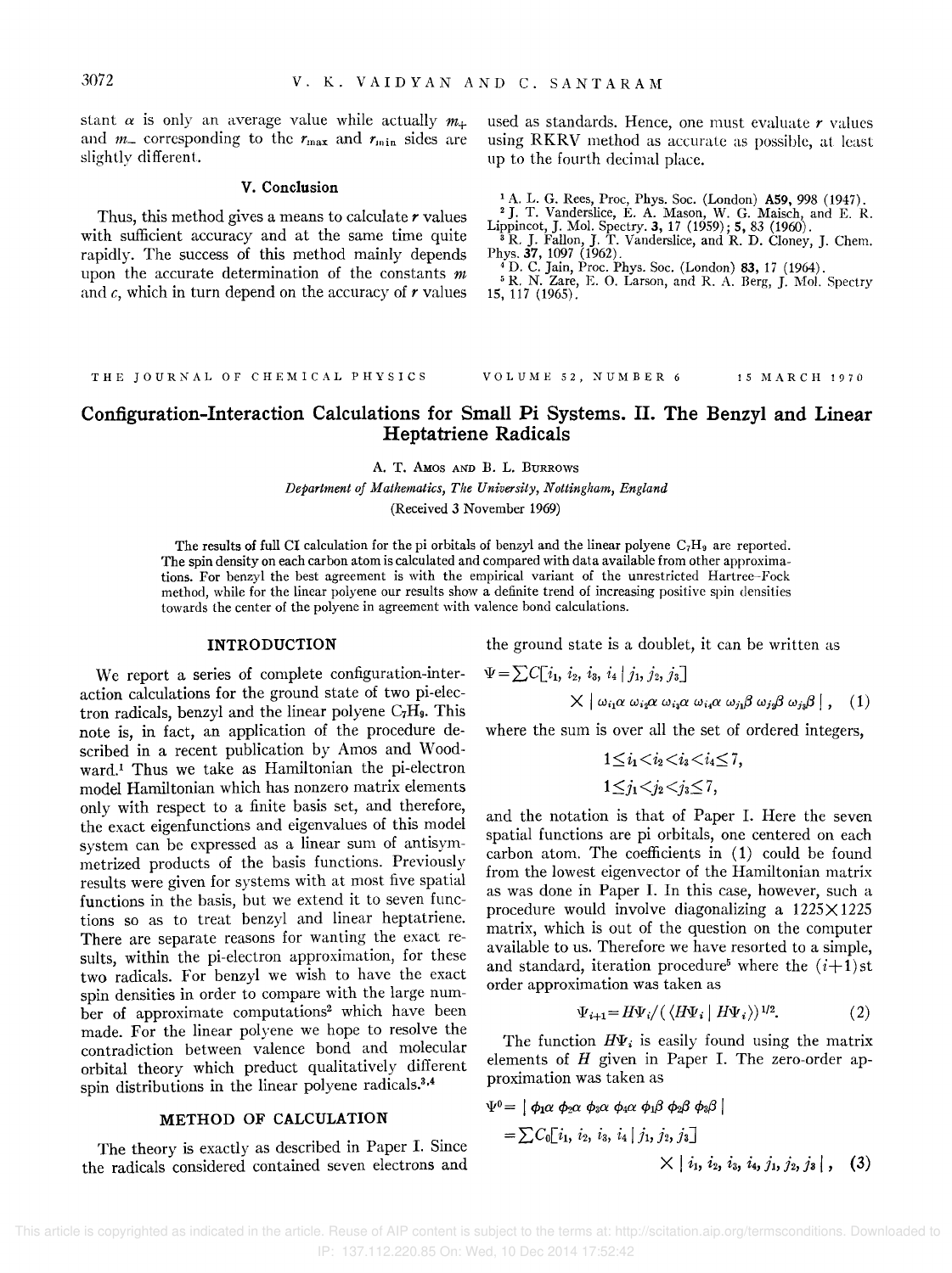stant $\alpha$ is only an average value while actually $m_+$ and $m_-$ corresponding to the $r_{max}$ and $r_{min}$ sides are slightly different.

### V. Conclusion

Thus, this method gives a means to calculate $r$ values with sufficient accuracy and at the same time quite rapidly. The success of this method mainly depends upon the accurate determination of the constants $m$ and $c$, which in turn depend on the accuracy of $r$ values used as standards. Hence, one must evaluate $r$ values using RKRV method as accurate as possible, at least up to the fourth decimal place.

[1] A. L. G. Rees, Proc. Phys. Soc. (London) A59, 998 (1947).
[2] J. T. Vanderslice, E. A. Mason, W. G. Maisch, and E. R. Lippincot, J. Mol. Spectry. 3, 17 (1959); 5, 83 (1960).
[3] R. J. Fallon, J. T. Vanderslice, and R. D. Cloney, J. Chem. Phys. 37, 1097 (1962).
[4] D. C. Jain, Proc. Phys. Soc. (London) 83, 17 (1964).
[5] R. N. Zare, E. O. Larson, and R. A. Berg, J. Mol. Spectry 15, 117 (1965).

THE JOURNAL OF CHEMICAL PHYSICS VOLUME 52, NUMBER 6 15 MARCH 1970

# Configuration-Interaction Calculations for Small Pi Systems. II. The Benzyl and Linear Heptatriene Radicals

A. T. Amos and B. L. Burrows

*Department of Mathematics, The University, Nottingham, England*

(Received 3 November 1969)

The results of full CI calculation for the pi orbitals of benzyl and the linear polyene $C_7H_9$ are reported. The spin density on each carbon atom is calculated and compared with data available from other approximations. For benzyl the best agreement is with the empirical variant of the unrestricted Hartree–Fock method, while for the linear polyene our results show a definite trend of increasing positive spin densities towards the center of the polyene in agreement with valence bond calculations.

## INTRODUCTION

We report a series of complete configuration-interaction calculations for the ground state of two pi-electron radicals, benzyl and the linear polyene $C_7H_9$. This note is, in fact, an application of the procedure described in a recent publication by Amos and Woodward.[1] Thus we take as Hamiltonian the pi-electron model Hamiltonian which has nonzero matrix elements only with respect to a finite basis set, and therefore, the exact eigenfunctions and eigenvalues of this model system can be expressed as a linear sum of antisymmetrized products of the basis functions. Previously results were given for systems with at most five spatial functions in the basis, but we extend it to seven functions so as to treat benzyl and linear heptatriene. There are separate reasons for wanting the exact results, within the pi-electron approximation, for these two radicals. For benzyl we wish to have the exact spin densities in order to compare with the large number of approximate computations[2] which have been made. For the linear polyene we hope to resolve the contradiction between valence bond and molecular orbital theory which predict qualitatively different spin distributions in the linear polyene radicals.[3,4]

## METHOD OF CALCULATION

The theory is exactly as described in Paper I. Since the radicals considered contained seven electrons and the ground state is a doublet, it can be written as

$$\Psi = \sum C[i_1, i_2, i_3, i_4 \mid j_1, j_2, j_3] \times \mid \omega_{i_1}\alpha\ \omega_{i_2}\alpha\ \omega_{i_3}\alpha\ \omega_{i_4}\alpha\ \omega_{j_1}\beta\ \omega_{j_2}\beta\ \omega_{j_3}\beta \mid, \quad (1)$$

where the sum is over all the set of ordered integers,

$$1 \leq i_1 < i_2 < i_3 < i_4 \leq 7,$$

$$1 \leq j_1 < j_2 < j_3 \leq 7,$$

and the notation is that of Paper I. Here the seven spatial functions are pi orbitals, one centered on each carbon atom. The coefficients in (1) could be found from the lowest eigenvector of the Hamiltonian matrix as was done in Paper I. In this case, however, such a procedure would involve diagonalizing a $1225 \times 1225$ matrix, which is out of the question on the computer available to us. Therefore we have resorted to a simple, and standard, iteration procedure[5] where the $(i+1)$st order approximation was taken as

$$\Psi_{i+1} = H\Psi_i / (\langle H\Psi_i \mid H\Psi_i \rangle)^{1/2}. \quad (2)$$

The function $H\Psi_i$ is easily found using the matrix elements of $H$ given in Paper I. The zero-order approximation was taken as

$$\Psi^0 = \mid \phi_1\alpha\ \phi_2\alpha\ \phi_3\alpha\ \phi_4\alpha\ \phi_1\beta\ \phi_2\beta\ \phi_3\beta \mid$$

$$= \sum C_0[i_1, i_2, i_3, i_4 \mid j_1, j_2, j_3] \times \mid i_1, i_2, i_3, i_4, j_1, j_2, j_3 \mid, \quad (3)$$